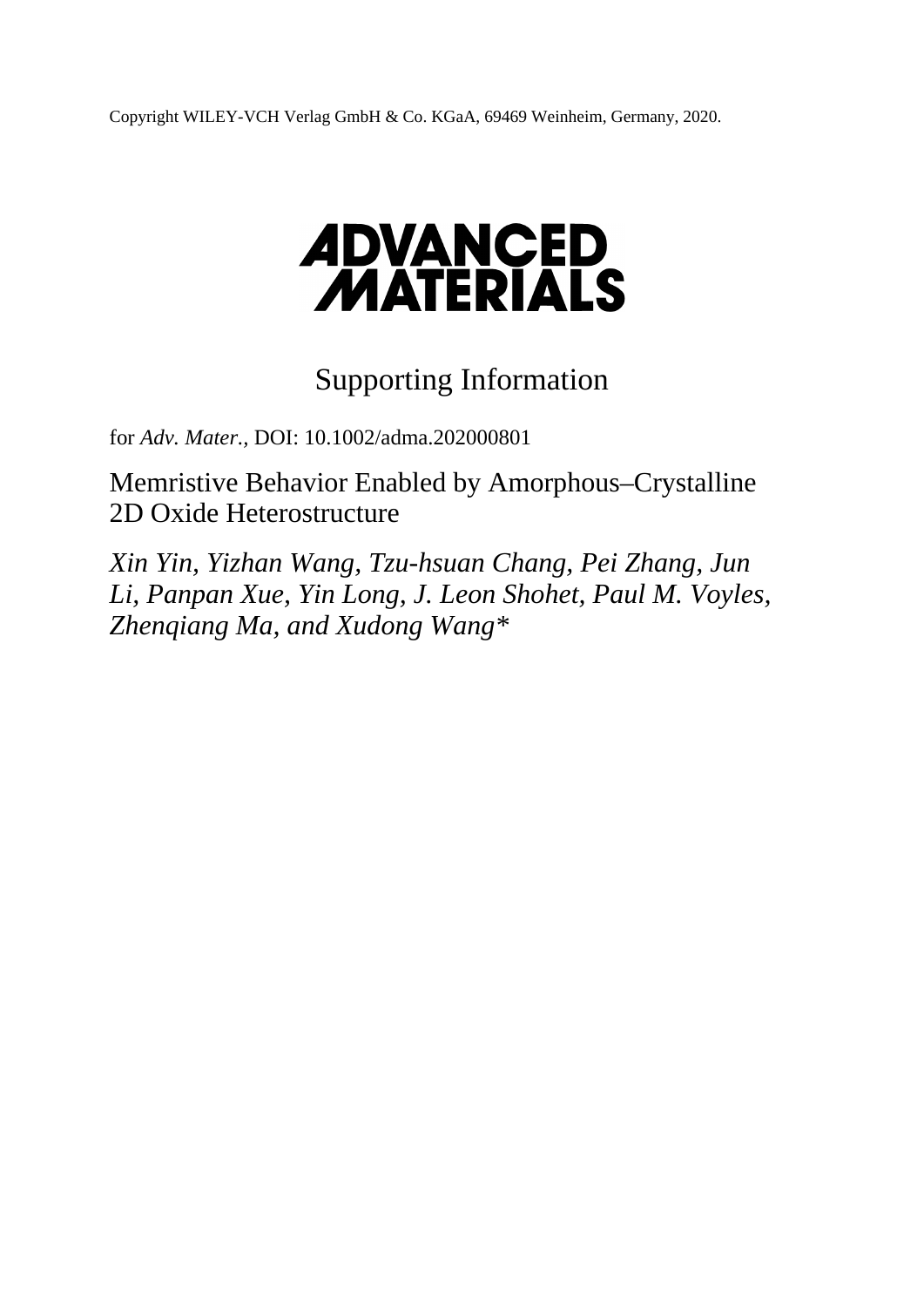Copyright WILEY-VCH Verlag GmbH & Co. KGaA, 69469 Weinheim, Germany, 2020.

# ADVANCED MATERIALS

## Supporting Information

for *Adv. Mater.,* DOI: 10.1002/adma.202000801

## Memristive Behavior Enabled by Amorphous–Crystalline 2D Oxide Heterostructure

*Xin Yin, Yizhan Wang, Tzu-hsuan Chang, Pei Zhang, Jun Li, Panpan Xue, Yin Long, J. Leon Shohet, Paul M. Voyles, Zhenqiang Ma, and Xudong Wang\**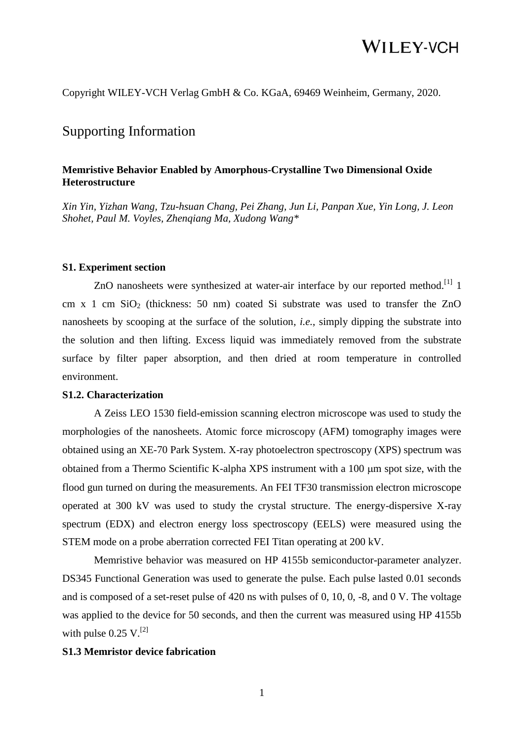Copyright WILEY-VCH Verlag GmbH & Co. KGaA, 69469 Weinheim, Germany, 2020.

# Supporting Information

**Memristive Behavior Enabled by Amorphous-Crystalline Two Dimensional Oxide Heterostructure**

*Xin Yin, Yizhan Wang, Tzu-hsuan Chang, Pei Zhang, Jun Li, Panpan Xue, Yin Long, J. Leon Shohet, Paul M. Voyles, Zhenqiang Ma, Xudong Wang**

### S1. Experiment section

ZnO nanosheets were synthesized at water-air interface by our reported method.[1] 1 cm x 1 cm $SiO_2$ (thickness: 50 nm) coated Si substrate was used to transfer the ZnO nanosheets by scooping at the surface of the solution, *i.e.*, simply dipping the substrate into the solution and then lifting. Excess liquid was immediately removed from the substrate surface by filter paper absorption, and then dried at room temperature in controlled environment.

### S1.2. Characterization

A Zeiss LEO 1530 field-emission scanning electron microscope was used to study the morphologies of the nanosheets. Atomic force microscopy (AFM) tomography images were obtained using an XE-70 Park System. X-ray photoelectron spectroscopy (XPS) spectrum was obtained from a Thermo Scientific K-alpha XPS instrument with a 100 μm spot size, with the flood gun turned on during the measurements. An FEI TF30 transmission electron microscope operated at 300 kV was used to study the crystal structure. The energy-dispersive X-ray spectrum (EDX) and electron energy loss spectroscopy (EELS) were measured using the STEM mode on a probe aberration corrected FEI Titan operating at 200 kV.

Memristive behavior was measured on HP 4155b semiconductor-parameter analyzer. DS345 Functional Generation was used to generate the pulse. Each pulse lasted 0.01 seconds and is composed of a set-reset pulse of 420 ns with pulses of 0, 10, 0, -8, and 0 V. The voltage was applied to the device for 50 seconds, and then the current was measured using HP 4155b with pulse 0.25 V.[2]

### S1.3 Memristor device fabrication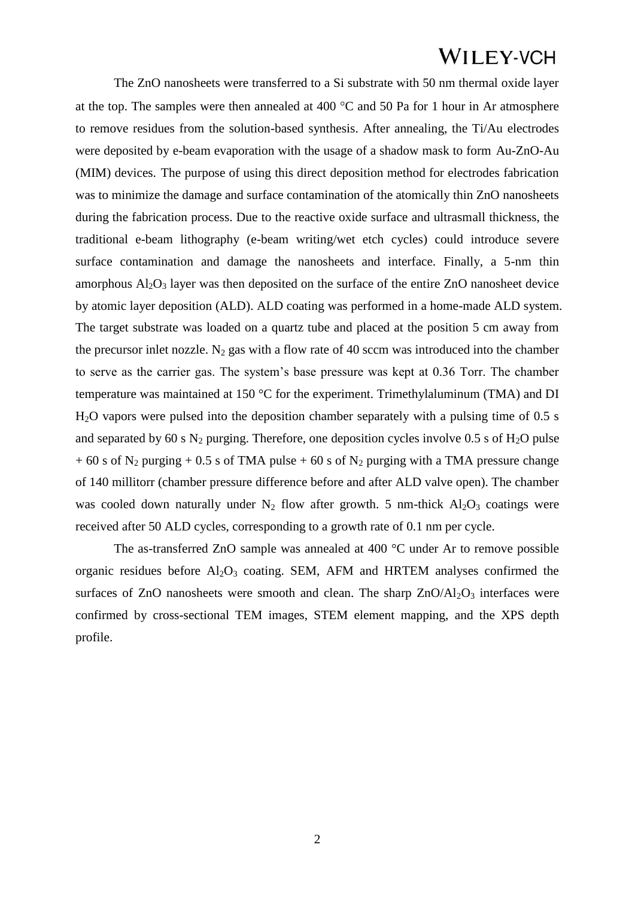The ZnO nanosheets were transferred to a Si substrate with 50 nm thermal oxide layer at the top. The samples were then annealed at 400 °C and 50 Pa for 1 hour in Ar atmosphere to remove residues from the solution-based synthesis. After annealing, the Ti/Au electrodes were deposited by e-beam evaporation with the usage of a shadow mask to form Au-ZnO-Au (MIM) devices. The purpose of using this direct deposition method for electrodes fabrication was to minimize the damage and surface contamination of the atomically thin ZnO nanosheets during the fabrication process. Due to the reactive oxide surface and ultrasmall thickness, the traditional e-beam lithography (e-beam writing/wet etch cycles) could introduce severe surface contamination and damage the nanosheets and interface. Finally, a 5-nm thin amorphous $Al_2O_3$ layer was then deposited on the surface of the entire ZnO nanosheet device by atomic layer deposition (ALD). ALD coating was performed in a home-made ALD system. The target substrate was loaded on a quartz tube and placed at the position 5 cm away from the precursor inlet nozzle. $N_2$ gas with a flow rate of 40 sccm was introduced into the chamber to serve as the carrier gas. The system's base pressure was kept at 0.36 Torr. The chamber temperature was maintained at 150 °C for the experiment. Trimethylaluminum (TMA) and DI $H_2O$ vapors were pulsed into the deposition chamber separately with a pulsing time of 0.5 s and separated by 60 s $N_2$ purging. Therefore, one deposition cycles involve 0.5 s of $H_2O$ pulse + 60 s of $N_2$ purging + 0.5 s of TMA pulse + 60 s of $N_2$ purging with a TMA pressure change of 140 millitorr (chamber pressure difference before and after ALD valve open). The chamber was cooled down naturally under $N_2$ flow after growth. 5 nm-thick $Al_2O_3$ coatings were received after 50 ALD cycles, corresponding to a growth rate of 0.1 nm per cycle.

The as-transferred ZnO sample was annealed at 400 °C under Ar to remove possible organic residues before $Al_2O_3$ coating. SEM, AFM and HRTEM analyses confirmed the surfaces of ZnO nanosheets were smooth and clean. The sharp $ZnO/Al_2O_3$ interfaces were confirmed by cross-sectional TEM images, STEM element mapping, and the XPS depth profile.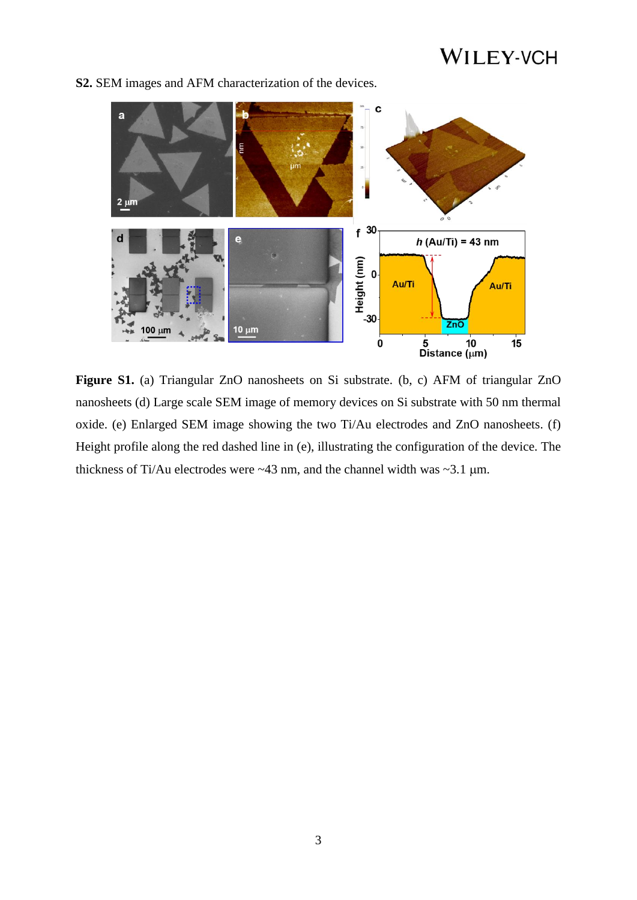**S2.** SEM images and AFM characterization of the devices.

**Figure S1.** (a) Triangular ZnO nanosheets on Si substrate. (b, c) AFM of triangular ZnO nanosheets (d) Large scale SEM image of memory devices on Si substrate with 50 nm thermal oxide. (e) Enlarged SEM image showing the two Ti/Au electrodes and ZnO nanosheets. (f) Height profile along the red dashed line in (e), illustrating the configuration of the device. The thickness of Ti/Au electrodes were ~43 nm, and the channel width was ~3.1 μm.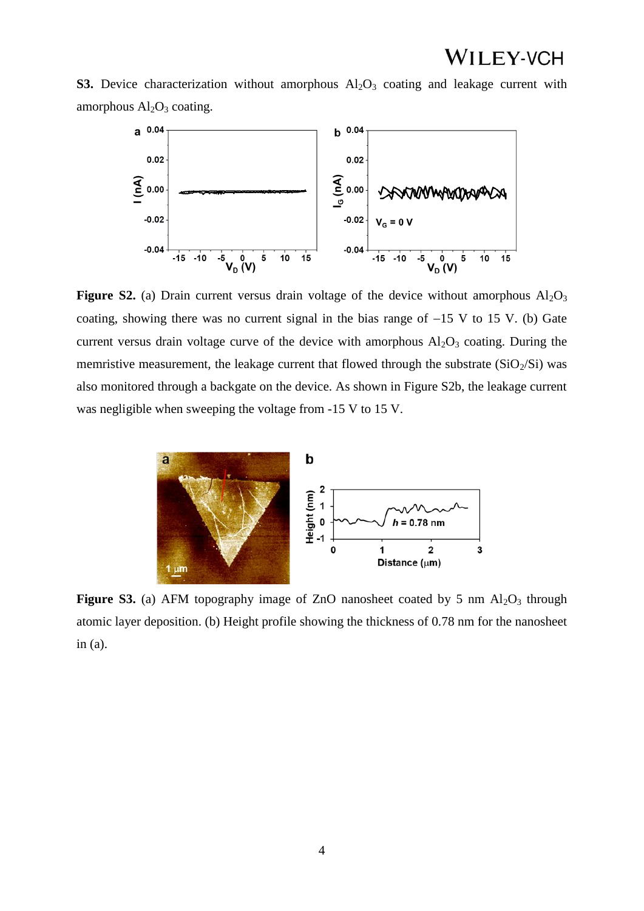**S3.** Device characterization without amorphous $Al_2O_3$ coating and leakage current with amorphous $Al_2O_3$ coating.

**Figure S2.** (a) Drain current versus drain voltage of the device without amorphous $Al_2O_3$ coating, showing there was no current signal in the bias range of –15 V to 15 V. (b) Gate current versus drain voltage curve of the device with amorphous $Al_2O_3$ coating. During the memristive measurement, the leakage current that flowed through the substrate ($SiO_2$/Si) was also monitored through a backgate on the device. As shown in Figure S2b, the leakage current was negligible when sweeping the voltage from -15 V to 15 V.

**Figure S3.** (a) AFM topography image of ZnO nanosheet coated by 5 nm $Al_2O_3$ through atomic layer deposition. (b) Height profile showing the thickness of 0.78 nm for the nanosheet in (a).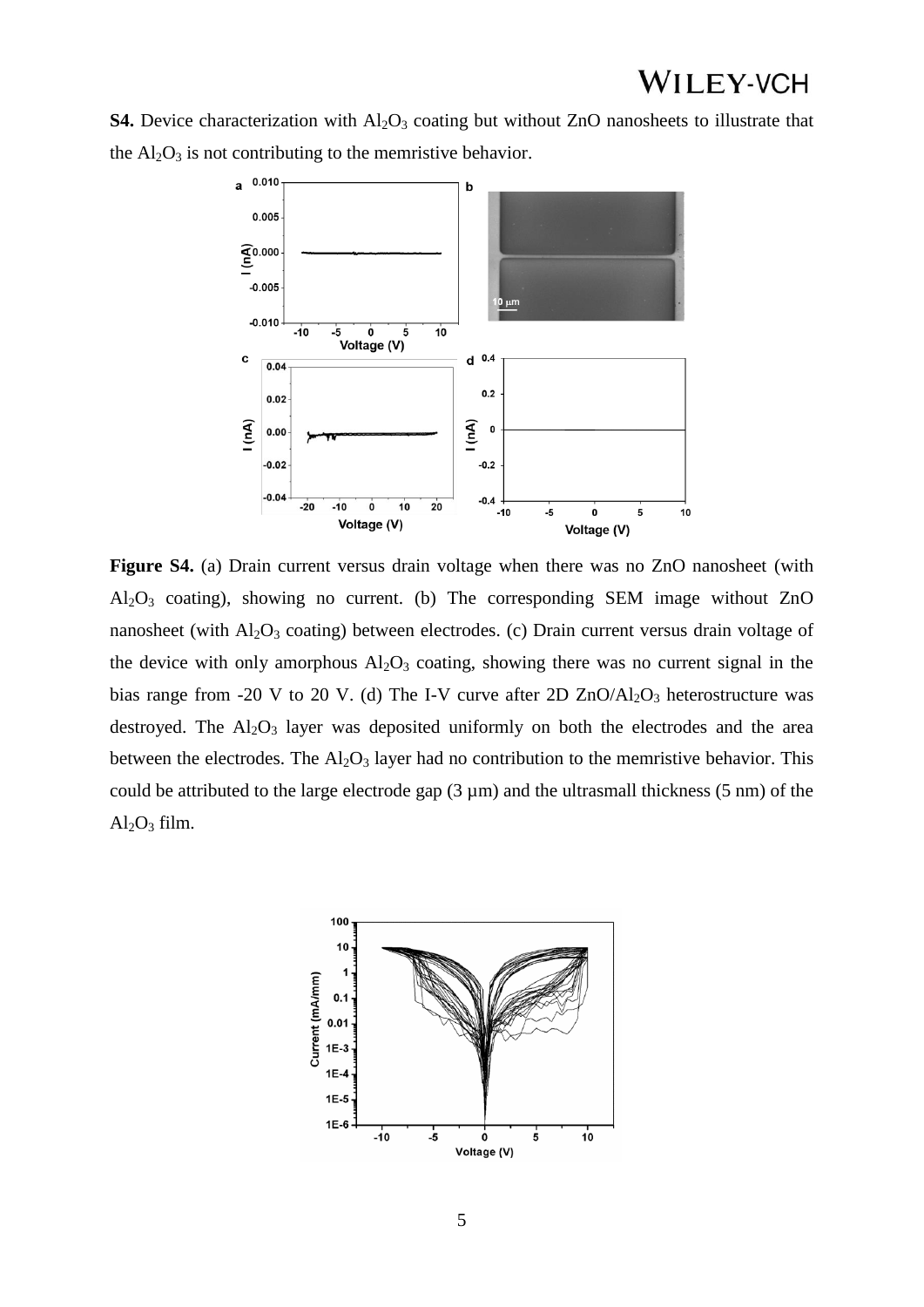**S4.** Device characterization with $Al_2O_3$ coating but without ZnO nanosheets to illustrate that the $Al_2O_3$ is not contributing to the memristive behavior.

**Figure S4.** (a) Drain current versus drain voltage when there was no ZnO nanosheet (with $Al_2O_3$ coating), showing no current. (b) The corresponding SEM image without ZnO nanosheet (with $Al_2O_3$ coating) between electrodes. (c) Drain current versus drain voltage of the device with only amorphous $Al_2O_3$ coating, showing there was no current signal in the bias range from -20 V to 20 V. (d) The I-V curve after 2D $ZnO/Al_2O_3$ heterostructure was destroyed. The $Al_2O_3$ layer was deposited uniformly on both the electrodes and the area between the electrodes. The $Al_2O_3$ layer had no contribution to the memristive behavior. This could be attributed to the large electrode gap (3 µm) and the ultrasmall thickness (5 nm) of the $Al_2O_3$ film.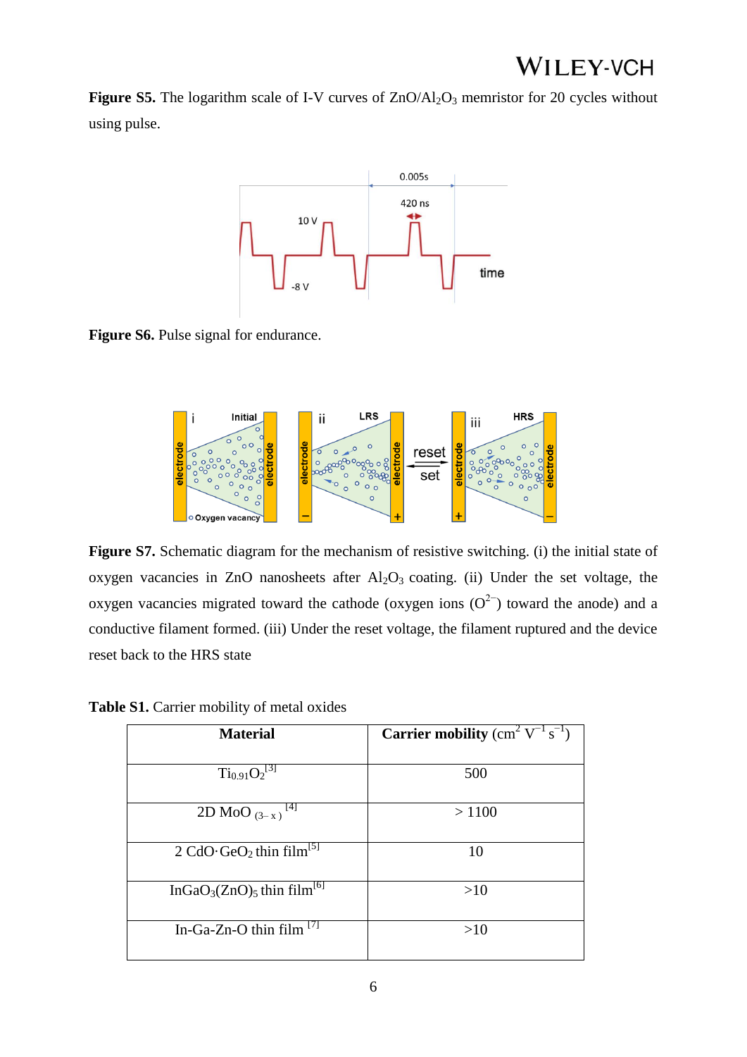**Figure S5.** The logarithm scale of I-V curves of $ZnO/Al_2O_3$ memristor for 20 cycles without using pulse.

**Figure S6.** Pulse signal for endurance.

**Figure S7.** Schematic diagram for the mechanism of resistive switching. (i) the initial state of oxygen vacancies in ZnO nanosheets after $Al_2O_3$ coating. (ii) Under the set voltage, the oxygen vacancies migrated toward the cathode (oxygen ions ($O^{2-}$) toward the anode) and a conductive filament formed. (iii) Under the reset voltage, the filament ruptured and the device reset back to the HRS state

**Table S1.** Carrier mobility of metal oxides

| Material | Carrier mobility ($cm^2\ V^{-1}\ s^{-1}$) |
|---|---|
| $Ti_{0.91}O_2$[3] | 500 |
| 2D $MoO_{(3-x)}$[4] | > 1100 |
| 2 $CdO{\cdot}GeO_2$ thin film[5] | 10 |
| $InGaO_3(ZnO)_5$ thin film[6] | >10 |
| In-Ga-Zn-O thin film[7] | >10 |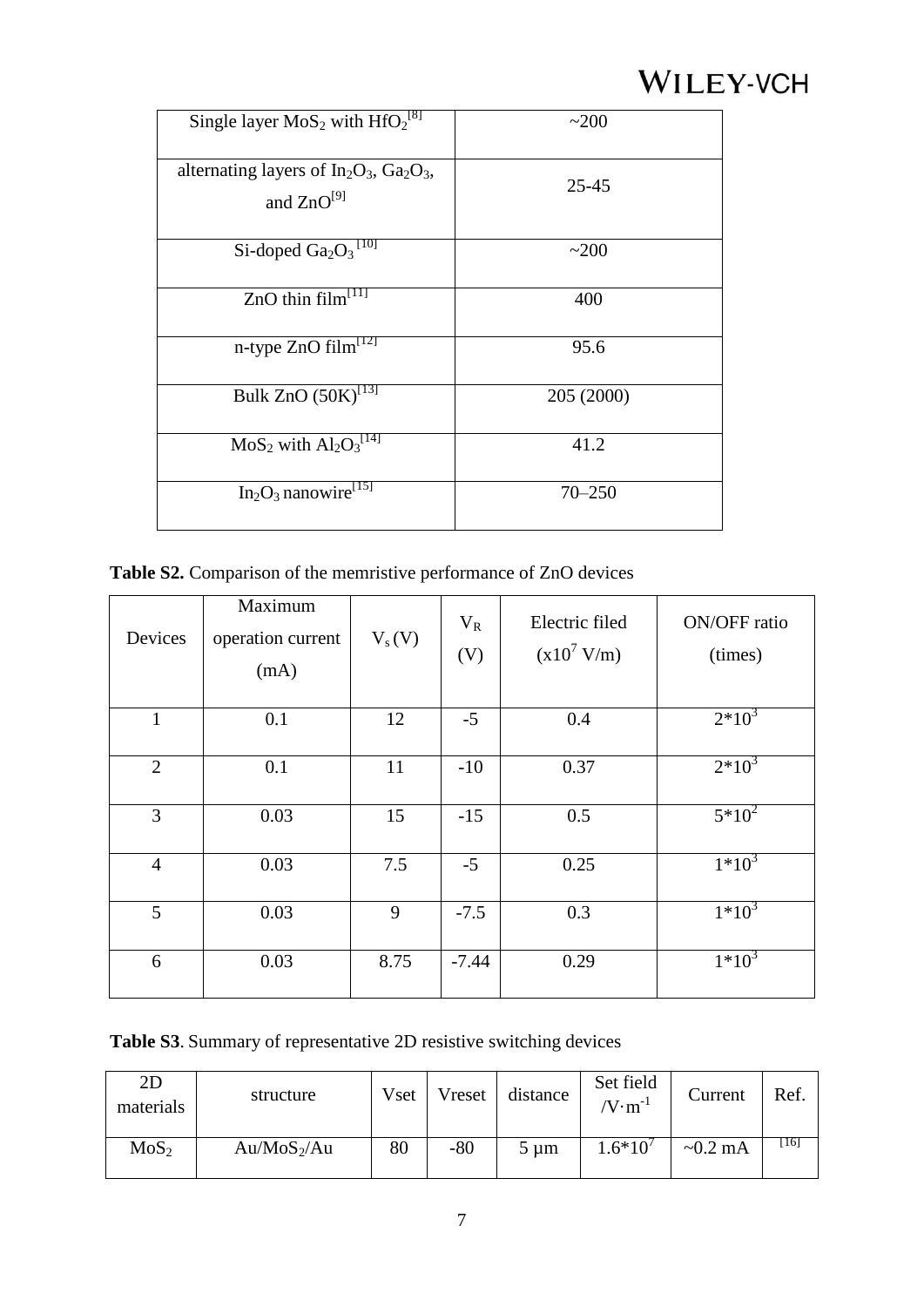| | |
|---|---|
| Single layer $MoS_2$ with $HfO_2$[8] | ~200 |
| alternating layers of $In_2O_3$, $Ga_2O_3$, and ZnO[9] | 25-45 |
| Si-doped $Ga_2O_3$[10] | ~200 |
| ZnO thin film[11] | 400 |
| n-type ZnO film[12] | 95.6 |
| Bulk ZnO (50K)[13] | 205 (2000) |
| $MoS_2$ with $Al_2O_3$[14] | 41.2 |
| $In_2O_3$ nanowire[15] | 70–250 |

**Table S2.** Comparison of the memristive performance of ZnO devices

| Devices | Maximum operation current (mA) | $V_s$ (V) | $V_R$ (V) | Electric filed ($x10^7$ V/m) | ON/OFF ratio (times) |
|---|---|---|---|---|---|
| 1 | 0.1 | 12 | -5 | 0.4 | $2*10^3$ |
| 2 | 0.1 | 11 | -10 | 0.37 | $2*10^3$ |
| 3 | 0.03 | 15 | -15 | 0.5 | $5*10^2$ |
| 4 | 0.03 | 7.5 | -5 | 0.25 | $1*10^3$ |
| 5 | 0.03 | 9 | -7.5 | 0.3 | $1*10^3$ |
| 6 | 0.03 | 8.75 | -7.44 | 0.29 | $1*10^3$ |

**Table S3**. Summary of representative 2D resistive switching devices

| 2D materials | structure | Vset | Vreset | distance | Set field $/V{\cdot}m^{-1}$ | Current | Ref. |
|---|---|---|---|---|---|---|---|
| $MoS_2$ | Au/$MoS_2$/Au | 80 | -80 | 5 μm | $1.6*10^7$ | ~0.2 mA | [16] |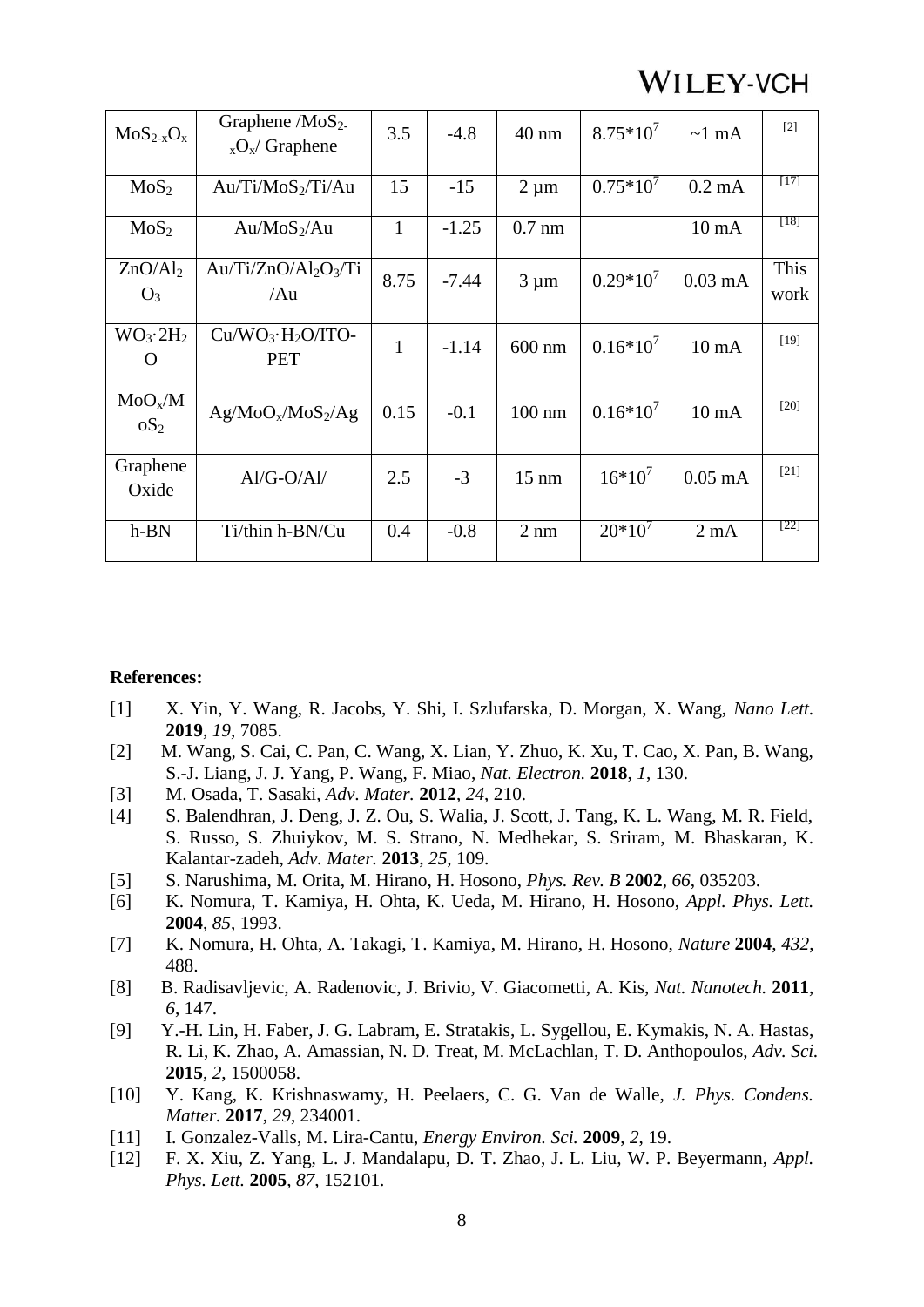| $MoS_{2-x}O_x$ | Graphene / $MoS_{2-x}O_x$/ Graphene | 3.5 | -4.8 | 40 nm | $8.75*10^7$ | ~1 mA | [2] |
|---|---|---|---|---|---|---|---|
| $MoS_2$ | Au/Ti/$MoS_2$/Ti/Au | 15 | -15 | 2 µm | $0.75*10^7$ | 0.2 mA | [17] |
| $MoS_2$ | Au/$MoS_2$/Au | 1 | -1.25 | 0.7 nm | | 10 mA | [18] |
| ZnO/$Al_2O_3$ | Au/Ti/ZnO/$Al_2O_3$/Ti/Au | 8.75 | -7.44 | 3 µm | $0.29*10^7$ | 0.03 mA | This work |
| $WO_3 \cdot 2H_2O$ | Cu/$WO_3 \cdot H_2O$/ITO-PET | 1 | -1.14 | 600 nm | $0.16*10^7$ | 10 mA | [19] |
| $MoO_x$/$MoS_2$ | Ag/$MoO_x$/$MoS_2$/Ag | 0.15 | -0.1 | 100 nm | $0.16*10^7$ | 10 mA | [20] |
| Graphene Oxide | Al/G-O/Al/ | 2.5 | -3 | 15 nm | $16*10^7$ | 0.05 mA | [21] |
| h-BN | Ti/thin h-BN/Cu | 0.4 | -0.8 | 2 nm | $20*10^7$ | 2 mA | [22] |

**References:**

[1] X. Yin, Y. Wang, R. Jacobs, Y. Shi, I. Szlufarska, D. Morgan, X. Wang, *Nano Lett.* **2019**, *19*, 7085.
[2] M. Wang, S. Cai, C. Pan, C. Wang, X. Lian, Y. Zhuo, K. Xu, T. Cao, X. Pan, B. Wang, S.-J. Liang, J. J. Yang, P. Wang, F. Miao, *Nat. Electron.* **2018**, *1*, 130.
[3] M. Osada, T. Sasaki, *Adv. Mater.* **2012**, *24*, 210.
[4] S. Balendhran, J. Deng, J. Z. Ou, S. Walia, J. Scott, J. Tang, K. L. Wang, M. R. Field, S. Russo, S. Zhuiykov, M. S. Strano, N. Medhekar, S. Sriram, M. Bhaskaran, K. Kalantar-zadeh, *Adv. Mater.* **2013**, *25*, 109.
[5] S. Narushima, M. Orita, M. Hirano, H. Hosono, *Phys. Rev. B* **2002**, *66*, 035203.
[6] K. Nomura, T. Kamiya, H. Ohta, K. Ueda, M. Hirano, H. Hosono, *Appl. Phys. Lett.* **2004**, *85*, 1993.
[7] K. Nomura, H. Ohta, A. Takagi, T. Kamiya, M. Hirano, H. Hosono, *Nature* **2004**, *432*, 488.
[8] B. Radisavljevic, A. Radenovic, J. Brivio, V. Giacometti, A. Kis, *Nat. Nanotech.* **2011**, *6*, 147.
[9] Y.-H. Lin, H. Faber, J. G. Labram, E. Stratakis, L. Sygellou, E. Kymakis, N. A. Hastas, R. Li, K. Zhao, A. Amassian, N. D. Treat, M. McLachlan, T. D. Anthopoulos, *Adv. Sci.* **2015**, *2*, 1500058.
[10] Y. Kang, K. Krishnaswamy, H. Peelaers, C. G. Van de Walle, *J. Phys. Condens. Matter.* **2017**, *29*, 234001.
[11] I. Gonzalez-Valls, M. Lira-Cantu, *Energy Environ. Sci.* **2009**, *2*, 19.
[12] F. X. Xiu, Z. Yang, L. J. Mandalapu, D. T. Zhao, J. L. Liu, W. P. Beyermann, *Appl. Phys. Lett.* **2005**, *87*, 152101.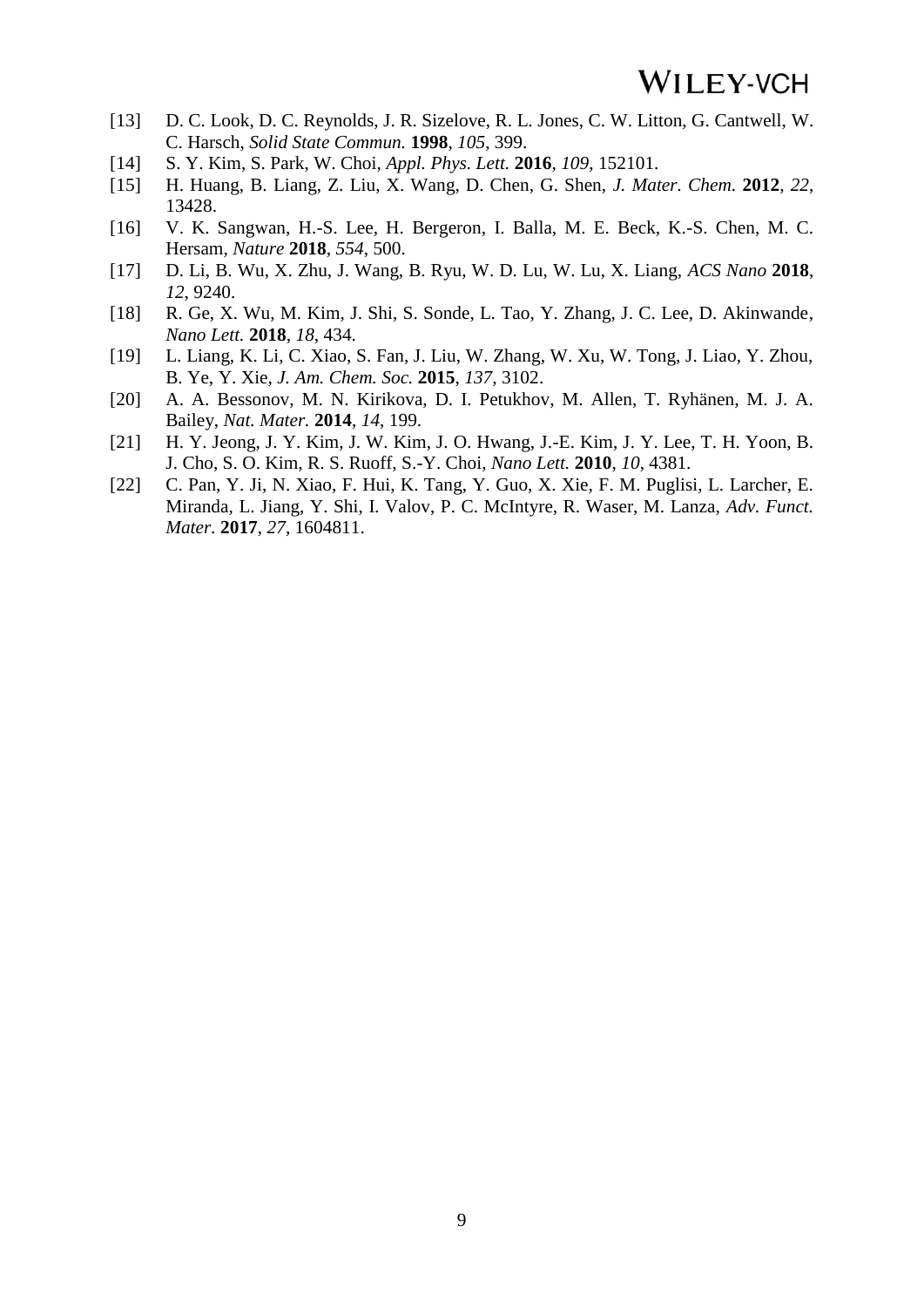[13] D. C. Look, D. C. Reynolds, J. R. Sizelove, R. L. Jones, C. W. Litton, G. Cantwell, W. C. Harsch, *Solid State Commun.* **1998**, *105*, 399.

[14] S. Y. Kim, S. Park, W. Choi, *Appl. Phys. Lett.* **2016**, *109*, 152101.

[15] H. Huang, B. Liang, Z. Liu, X. Wang, D. Chen, G. Shen, *J. Mater. Chem.* **2012**, *22*, 13428.

[16] V. K. Sangwan, H.-S. Lee, H. Bergeron, I. Balla, M. E. Beck, K.-S. Chen, M. C. Hersam, *Nature* **2018**, *554*, 500.

[17] D. Li, B. Wu, X. Zhu, J. Wang, B. Ryu, W. D. Lu, W. Lu, X. Liang, *ACS Nano* **2018**, *12*, 9240.

[18] R. Ge, X. Wu, M. Kim, J. Shi, S. Sonde, L. Tao, Y. Zhang, J. C. Lee, D. Akinwande, *Nano Lett.* **2018**, *18*, 434.

[19] L. Liang, K. Li, C. Xiao, S. Fan, J. Liu, W. Zhang, W. Xu, W. Tong, J. Liao, Y. Zhou, B. Ye, Y. Xie, *J. Am. Chem. Soc.* **2015**, *137*, 3102.

[20] A. A. Bessonov, M. N. Kirikova, D. I. Petukhov, M. Allen, T. Ryhänen, M. J. A. Bailey, *Nat. Mater.* **2014**, *14*, 199.

[21] H. Y. Jeong, J. Y. Kim, J. W. Kim, J. O. Hwang, J.-E. Kim, J. Y. Lee, T. H. Yoon, B. J. Cho, S. O. Kim, R. S. Ruoff, S.-Y. Choi, *Nano Lett.* **2010**, *10*, 4381.

[22] C. Pan, Y. Ji, N. Xiao, F. Hui, K. Tang, Y. Guo, X. Xie, F. M. Puglisi, L. Larcher, E. Miranda, L. Jiang, Y. Shi, I. Valov, P. C. McIntyre, R. Waser, M. Lanza, *Adv. Funct. Mater.* **2017**, *27*, 1604811.